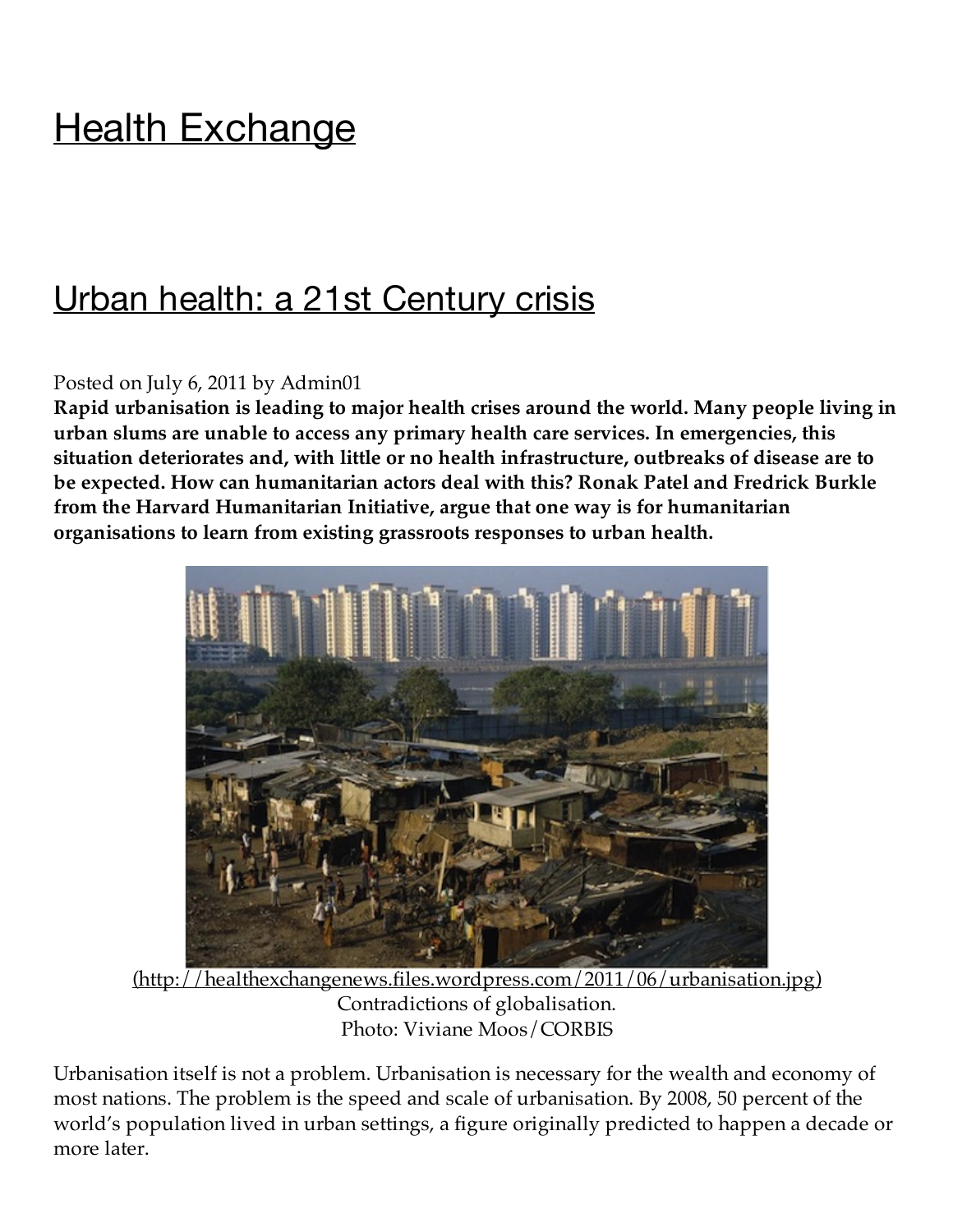# Health Exchange

## Urban health: a 21st Century crisis

Posted on July 6, 2011 by Admin01

**Rapid urbanisation is leading to major health crises around the world. Many people living in urban slums are unable to access any primary health care services. In emergencies, this situation deteriorates and, with little or no health infrastructure, outbreaks of disease are to be expected. How can humanitarian actors deal with this? Ronak Patel and Fredrick Burkle from the Harvard Humanitarian Initiative, argue that one way is for humanitarian organisations to learn from existing grassroots responses to urban health.**

(http://healthexchangenews.files.wordpress.com/2011/06/urbanisation.jpg)
Contradictions of globalisation.
Photo: Viviane Moos/CORBIS

Urbanisation itself is not a problem. Urbanisation is necessary for the wealth and economy of most nations. The problem is the speed and scale of urbanisation. By 2008, 50 percent of the world's population lived in urban settings, a figure originally predicted to happen a decade or more later.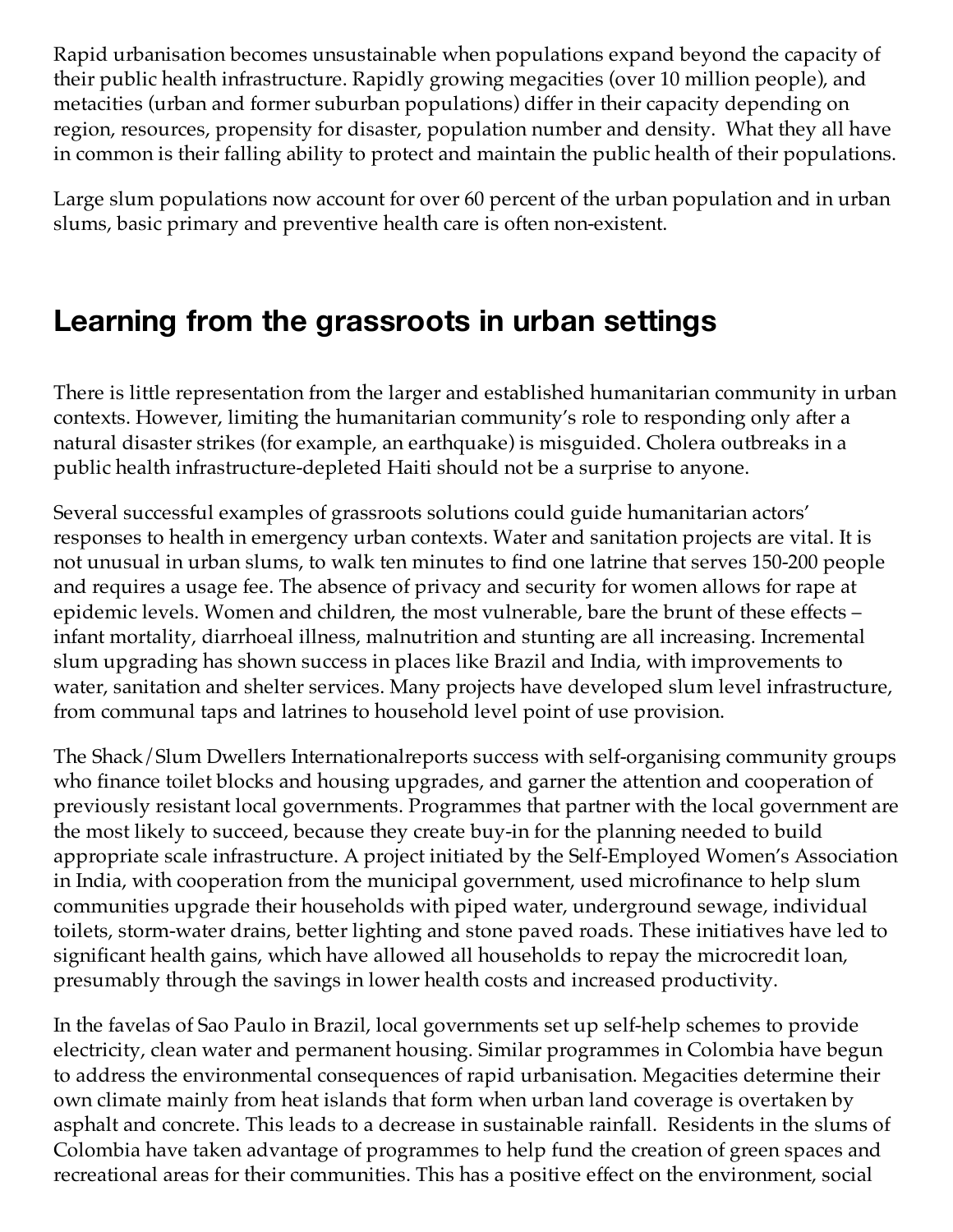Rapid urbanisation becomes unsustainable when populations expand beyond the capacity of their public health infrastructure. Rapidly growing megacities (over 10 million people), and metacities (urban and former suburban populations) differ in their capacity depending on region, resources, propensity for disaster, population number and density. What they all have in common is their falling ability to protect and maintain the public health of their populations.

Large slum populations now account for over 60 percent of the urban population and in urban slums, basic primary and preventive health care is often non-existent.

## Learning from the grassroots in urban settings

There is little representation from the larger and established humanitarian community in urban contexts. However, limiting the humanitarian community's role to responding only after a natural disaster strikes (for example, an earthquake) is misguided. Cholera outbreaks in a public health infrastructure-depleted Haiti should not be a surprise to anyone.

Several successful examples of grassroots solutions could guide humanitarian actors' responses to health in emergency urban contexts. Water and sanitation projects are vital. It is not unusual in urban slums, to walk ten minutes to find one latrine that serves 150-200 people and requires a usage fee. The absence of privacy and security for women allows for rape at epidemic levels. Women and children, the most vulnerable, bare the brunt of these effects – infant mortality, diarrhoeal illness, malnutrition and stunting are all increasing. Incremental slum upgrading has shown success in places like Brazil and India, with improvements to water, sanitation and shelter services. Many projects have developed slum level infrastructure, from communal taps and latrines to household level point of use provision.

The Shack/Slum Dwellers Internationalreports success with self-organising community groups who finance toilet blocks and housing upgrades, and garner the attention and cooperation of previously resistant local governments. Programmes that partner with the local government are the most likely to succeed, because they create buy-in for the planning needed to build appropriate scale infrastructure. A project initiated by the Self-Employed Women's Association in India, with cooperation from the municipal government, used microfinance to help slum communities upgrade their households with piped water, underground sewage, individual toilets, storm-water drains, better lighting and stone paved roads. These initiatives have led to significant health gains, which have allowed all households to repay the microcredit loan, presumably through the savings in lower health costs and increased productivity.

In the favelas of Sao Paulo in Brazil, local governments set up self-help schemes to provide electricity, clean water and permanent housing. Similar programmes in Colombia have begun to address the environmental consequences of rapid urbanisation. Megacities determine their own climate mainly from heat islands that form when urban land coverage is overtaken by asphalt and concrete. This leads to a decrease in sustainable rainfall. Residents in the slums of Colombia have taken advantage of programmes to help fund the creation of green spaces and recreational areas for their communities. This has a positive effect on the environment, social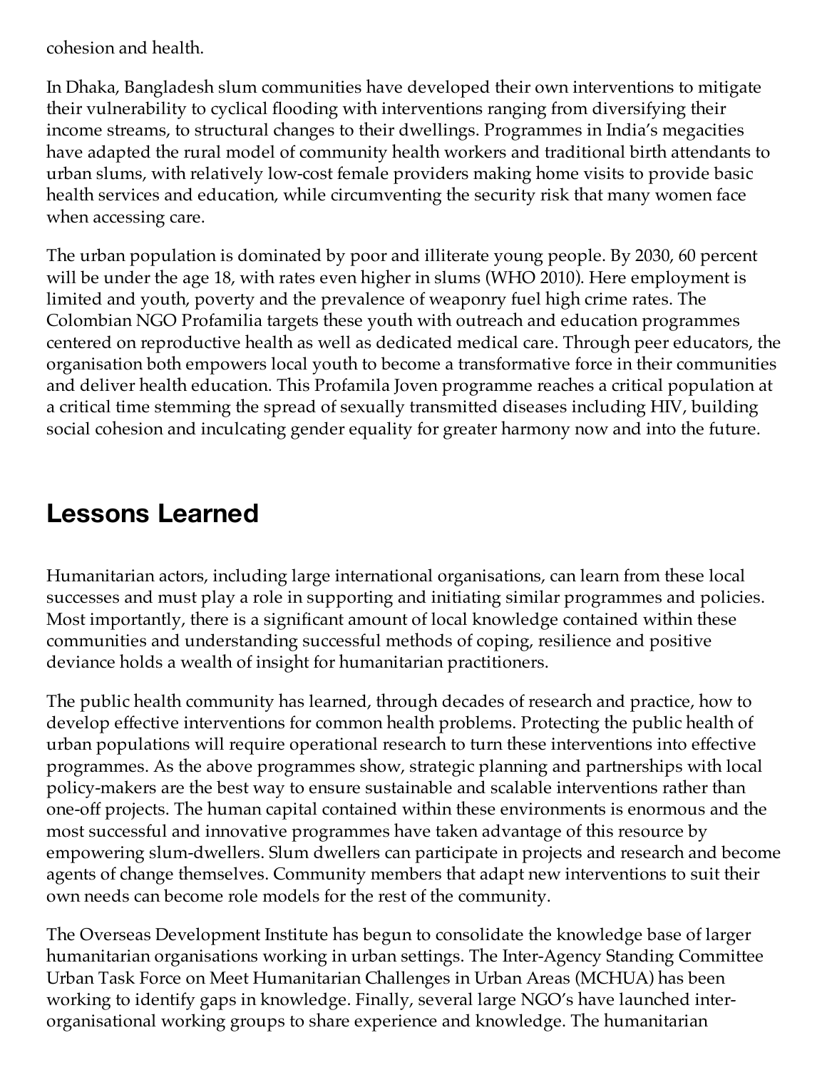cohesion and health.

In Dhaka, Bangladesh slum communities have developed their own interventions to mitigate their vulnerability to cyclical flooding with interventions ranging from diversifying their income streams, to structural changes to their dwellings. Programmes in India's megacities have adapted the rural model of community health workers and traditional birth attendants to urban slums, with relatively low-cost female providers making home visits to provide basic health services and education, while circumventing the security risk that many women face when accessing care.

The urban population is dominated by poor and illiterate young people. By 2030, 60 percent will be under the age 18, with rates even higher in slums (WHO 2010). Here employment is limited and youth, poverty and the prevalence of weaponry fuel high crime rates. The Colombian NGO Profamilia targets these youth with outreach and education programmes centered on reproductive health as well as dedicated medical care. Through peer educators, the organisation both empowers local youth to become a transformative force in their communities and deliver health education. This Profamila Joven programme reaches a critical population at a critical time stemming the spread of sexually transmitted diseases including HIV, building social cohesion and inculcating gender equality for greater harmony now and into the future.

## Lessons Learned

Humanitarian actors, including large international organisations, can learn from these local successes and must play a role in supporting and initiating similar programmes and policies. Most importantly, there is a significant amount of local knowledge contained within these communities and understanding successful methods of coping, resilience and positive deviance holds a wealth of insight for humanitarian practitioners.

The public health community has learned, through decades of research and practice, how to develop effective interventions for common health problems. Protecting the public health of urban populations will require operational research to turn these interventions into effective programmes. As the above programmes show, strategic planning and partnerships with local policy-makers are the best way to ensure sustainable and scalable interventions rather than one-off projects. The human capital contained within these environments is enormous and the most successful and innovative programmes have taken advantage of this resource by empowering slum-dwellers. Slum dwellers can participate in projects and research and become agents of change themselves. Community members that adapt new interventions to suit their own needs can become role models for the rest of the community.

The Overseas Development Institute has begun to consolidate the knowledge base of larger humanitarian organisations working in urban settings. The Inter-Agency Standing Committee Urban Task Force on Meet Humanitarian Challenges in Urban Areas (MCHUA) has been working to identify gaps in knowledge. Finally, several large NGO's have launched inter-organisational working groups to share experience and knowledge. The humanitarian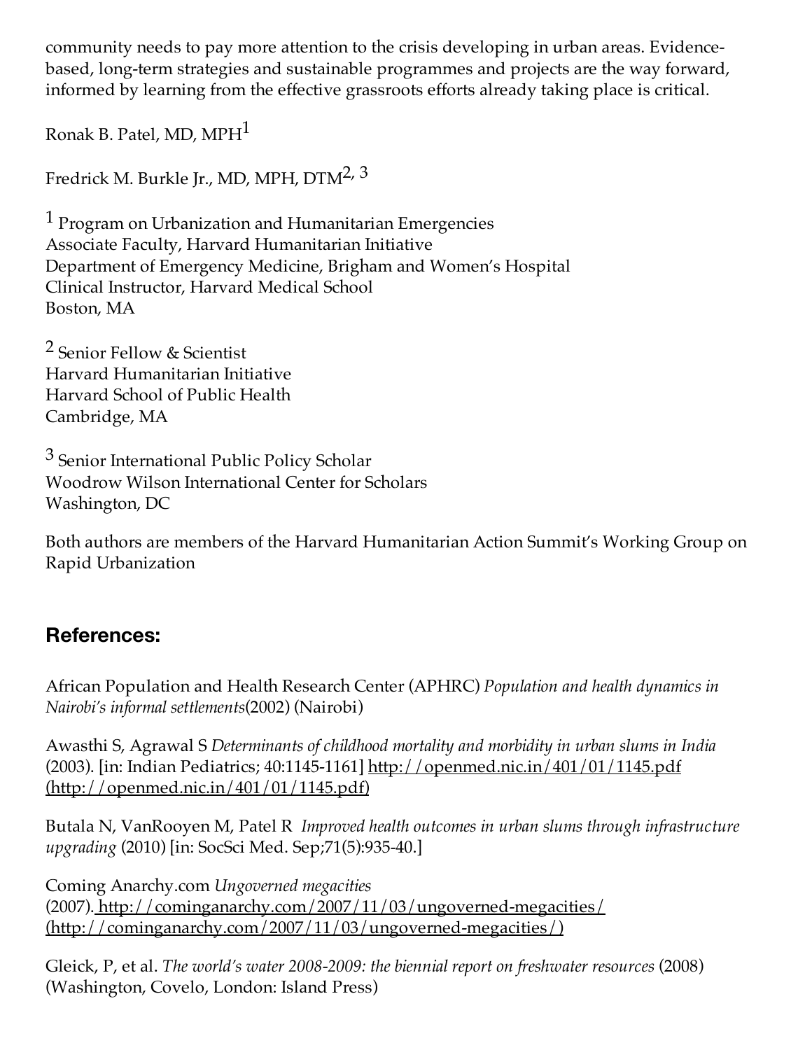community needs to pay more attention to the crisis developing in urban areas. Evidence-based, long-term strategies and sustainable programmes and projects are the way forward, informed by learning from the effective grassroots efforts already taking place is critical.

Ronak B. Patel, MD, MPH[1]

Fredrick M. Burkle Jr., MD, MPH, DTM[2, 3]

[1] Program on Urbanization and Humanitarian Emergencies
Associate Faculty, Harvard Humanitarian Initiative
Department of Emergency Medicine, Brigham and Women's Hospital
Clinical Instructor, Harvard Medical School
Boston, MA

[2] Senior Fellow & Scientist
Harvard Humanitarian Initiative
Harvard School of Public Health
Cambridge, MA

[3] Senior International Public Policy Scholar
Woodrow Wilson International Center for Scholars
Washington, DC

Both authors are members of the Harvard Humanitarian Action Summit's Working Group on Rapid Urbanization

## References:

African Population and Health Research Center (APHRC) *Population and health dynamics in Nairobi's informal settlements*(2002) (Nairobi)

Awasthi S, Agrawal S *Determinants of childhood mortality and morbidity in urban slums in India* (2003). [in: Indian Pediatrics; 40:1145-1161] http://openmed.nic.in/401/01/1145.pdf (http://openmed.nic.in/401/01/1145.pdf)

Butala N, VanRooyen M, Patel R *Improved health outcomes in urban slums through infrastructure upgrading* (2010) [in: SocSci Med. Sep;71(5):935-40.]

Coming Anarchy.com *Ungoverned megacities* (2007). http://cominganarchy.com/2007/11/03/ungoverned-megacities/ (http://cominganarchy.com/2007/11/03/ungoverned-megacities/)

Gleick, P, et al. *The world's water 2008-2009: the biennial report on freshwater resources* (2008) (Washington, Covelo, London: Island Press)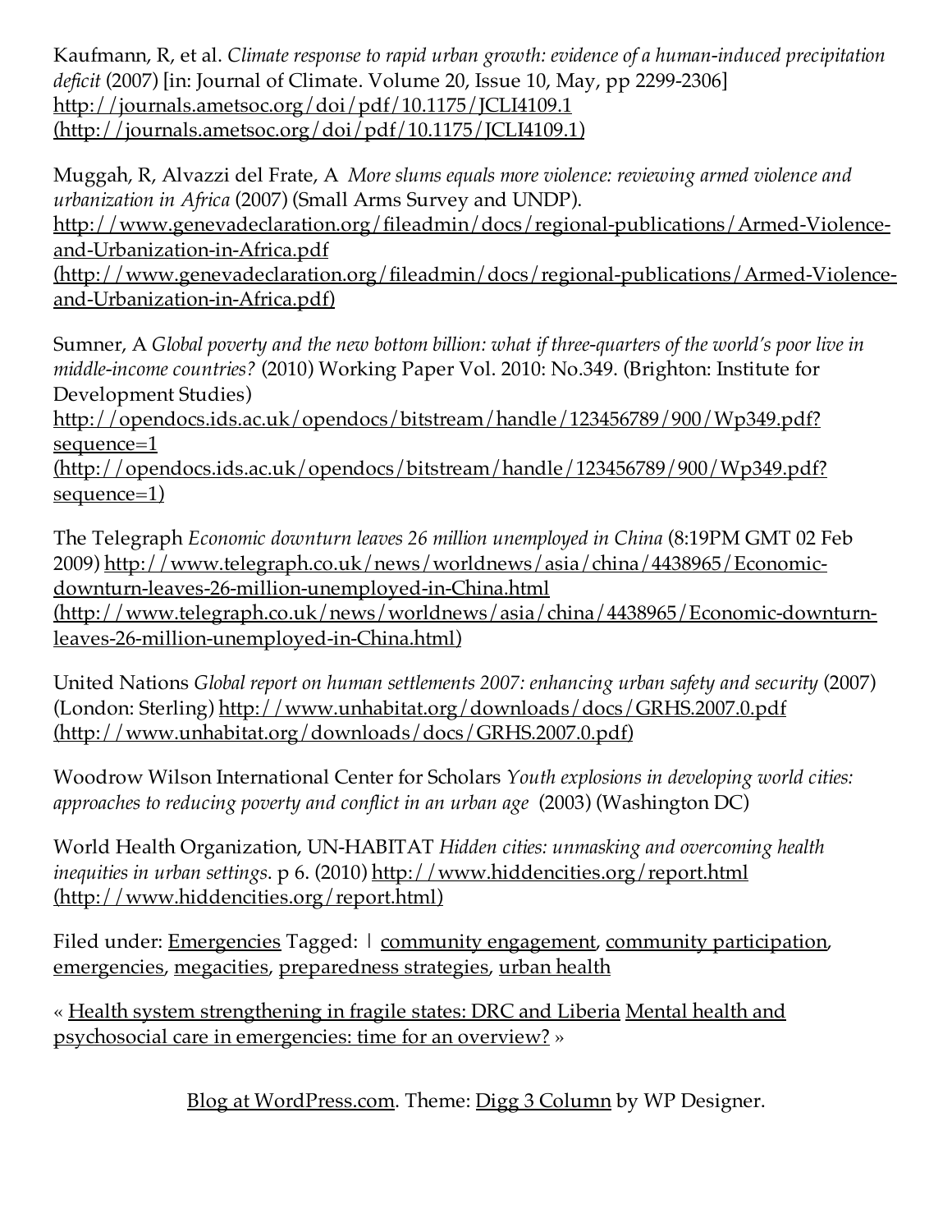Kaufmann, R, et al. *Climate response to rapid urban growth: evidence of a human-induced precipitation deficit* (2007) [in: Journal of Climate. Volume 20, Issue 10, May, pp 2299-2306] http://journals.ametsoc.org/doi/pdf/10.1175/JCLI4109.1 (http://journals.ametsoc.org/doi/pdf/10.1175/JCLI4109.1)

Muggah, R, Alvazzi del Frate, A *More slums equals more violence: reviewing armed violence and urbanization in Africa* (2007) (Small Arms Survey and UNDP). http://www.genevadeclaration.org/fileadmin/docs/regional-publications/Armed-Violence-and-Urbanization-in-Africa.pdf (http://www.genevadeclaration.org/fileadmin/docs/regional-publications/Armed-Violence-and-Urbanization-in-Africa.pdf)

Sumner, A *Global poverty and the new bottom billion: what if three-quarters of the world's poor live in middle-income countries?* (2010) Working Paper Vol. 2010: No.349. (Brighton: Institute for Development Studies) http://opendocs.ids.ac.uk/opendocs/bitstream/handle/123456789/900/Wp349.pdf?sequence=1 (http://opendocs.ids.ac.uk/opendocs/bitstream/handle/123456789/900/Wp349.pdf?sequence=1)

The Telegraph *Economic downturn leaves 26 million unemployed in China* (8:19PM GMT 02 Feb 2009) http://www.telegraph.co.uk/news/worldnews/asia/china/4438965/Economic-downturn-leaves-26-million-unemployed-in-China.html (http://www.telegraph.co.uk/news/worldnews/asia/china/4438965/Economic-downturn-leaves-26-million-unemployed-in-China.html)

United Nations *Global report on human settlements 2007: enhancing urban safety and security* (2007) (London: Sterling) http://www.unhabitat.org/downloads/docs/GRHS.2007.0.pdf (http://www.unhabitat.org/downloads/docs/GRHS.2007.0.pdf)

Woodrow Wilson International Center for Scholars *Youth explosions in developing world cities: approaches to reducing poverty and conflict in an urban age* (2003) (Washington DC)

World Health Organization, UN-HABITAT *Hidden cities: unmasking and overcoming health inequities in urban settings*. p 6. (2010) http://www.hiddencities.org/report.html (http://www.hiddencities.org/report.html)

Filed under: Emergencies Tagged: | community engagement, community participation, emergencies, megacities, preparedness strategies, urban health

« Health system strengthening in fragile states: DRC and Liberia Mental health and psychosocial care in emergencies: time for an overview? »

Blog at WordPress.com. Theme: Digg 3 Column by WP Designer.